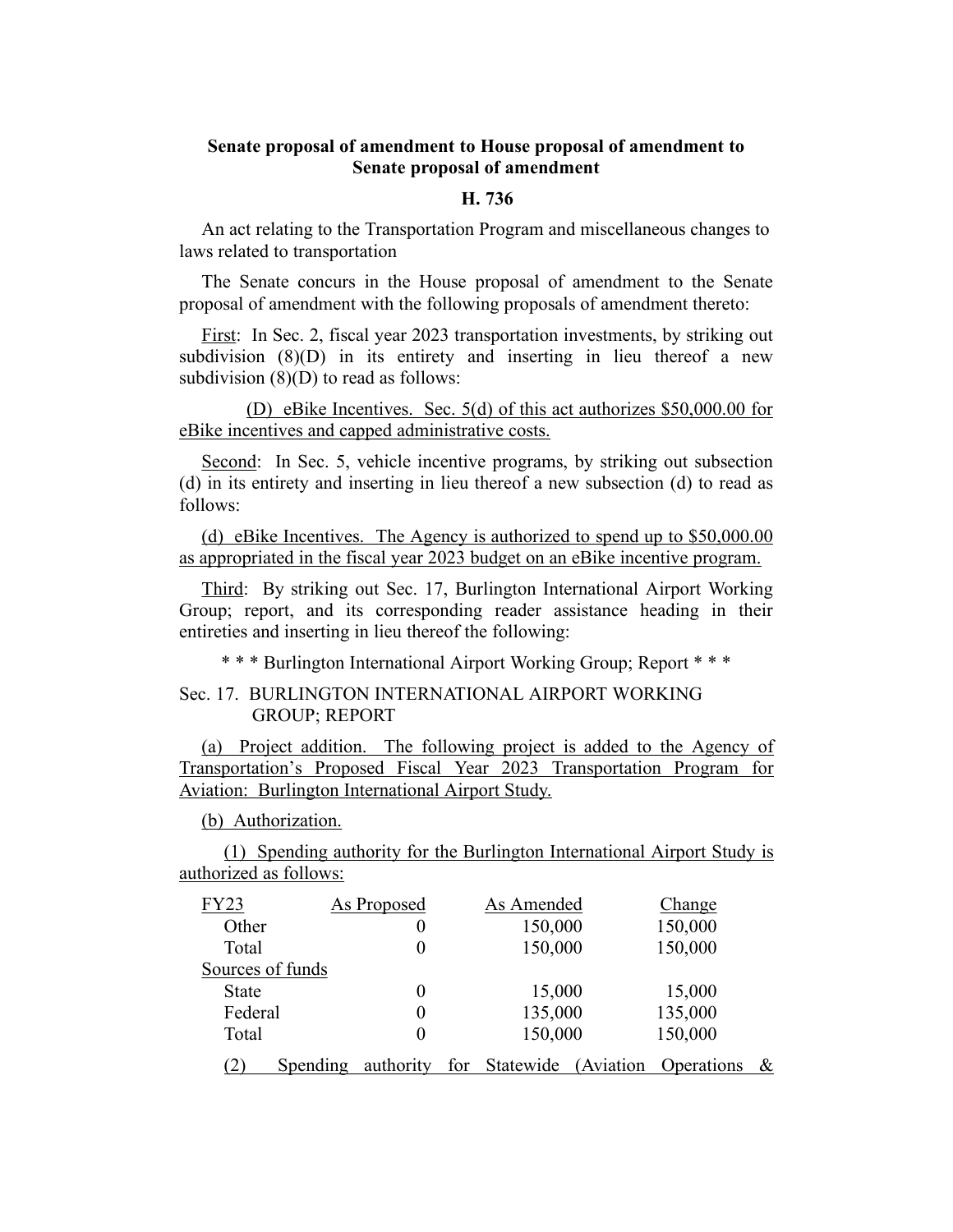**Senate proposal of amendment to House proposal of amendment to Senate proposal of amendment**

**H. 736**

An act relating to the Transportation Program and miscellaneous changes to laws related to transportation

The Senate concurs in the House proposal of amendment to the Senate proposal of amendment with the following proposals of amendment thereto:

First: In Sec. 2, fiscal year 2023 transportation investments, by striking out subdivision (8)(D) in its entirety and inserting in lieu thereof a new subdivision (8)(D) to read as follows:

(D) eBike Incentives. Sec. 5(d) of this act authorizes $50,000.00 for eBike incentives and capped administrative costs.

Second: In Sec. 5, vehicle incentive programs, by striking out subsection (d) in its entirety and inserting in lieu thereof a new subsection (d) to read as follows:

(d) eBike Incentives. The Agency is authorized to spend up to $50,000.00 as appropriated in the fiscal year 2023 budget on an eBike incentive program.

Third: By striking out Sec. 17, Burlington International Airport Working Group; report, and its corresponding reader assistance heading in their entireties and inserting in lieu thereof the following:

\* \* \* Burlington International Airport Working Group; Report \* \* \*

Sec. 17. BURLINGTON INTERNATIONAL AIRPORT WORKING GROUP; REPORT

(a) Project addition. The following project is added to the Agency of Transportation's Proposed Fiscal Year 2023 Transportation Program for Aviation: Burlington International Airport Study.

(b) Authorization.

(1) Spending authority for the Burlington International Airport Study is authorized as follows:

| FY23 | As Proposed | As Amended | Change |
|---|---|---|---|
| Other | 0 | 150,000 | 150,000 |
| Total | 0 | 150,000 | 150,000 |
| Sources of funds | | | |
| State | 0 | 15,000 | 15,000 |
| Federal | 0 | 135,000 | 135,000 |
| Total | 0 | 150,000 | 150,000 |

(2) Spending authority for Statewide (Aviation Operations &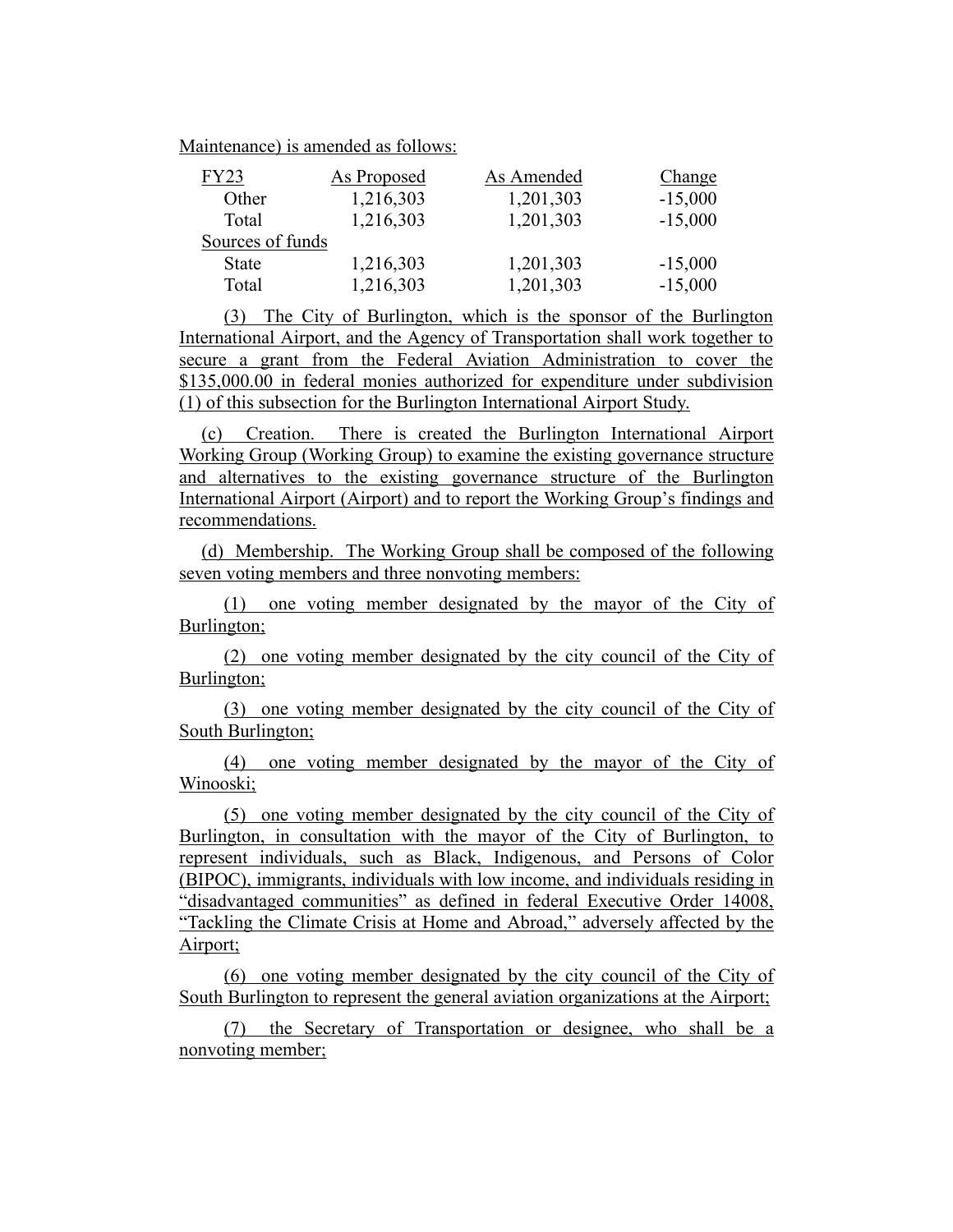Maintenance) is amended as follows:

| FY23 | As Proposed | As Amended | Change |
|---|---|---|---|
| Other | 1,216,303 | 1,201,303 | -15,000 |
| Total | 1,216,303 | 1,201,303 | -15,000 |
| Sources of funds | | | |
| State | 1,216,303 | 1,201,303 | -15,000 |
| Total | 1,216,303 | 1,201,303 | -15,000 |

(3) The City of Burlington, which is the sponsor of the Burlington International Airport, and the Agency of Transportation shall work together to secure a grant from the Federal Aviation Administration to cover the $135,000.00 in federal monies authorized for expenditure under subdivision (1) of this subsection for the Burlington International Airport Study.

(c) Creation. There is created the Burlington International Airport Working Group (Working Group) to examine the existing governance structure and alternatives to the existing governance structure of the Burlington International Airport (Airport) and to report the Working Group's findings and recommendations.

(d) Membership. The Working Group shall be composed of the following seven voting members and three nonvoting members:

(1) one voting member designated by the mayor of the City of Burlington;

(2) one voting member designated by the city council of the City of Burlington;

(3) one voting member designated by the city council of the City of South Burlington;

(4) one voting member designated by the mayor of the City of Winooski;

(5) one voting member designated by the city council of the City of Burlington, in consultation with the mayor of the City of Burlington, to represent individuals, such as Black, Indigenous, and Persons of Color (BIPOC), immigrants, individuals with low income, and individuals residing in "disadvantaged communities" as defined in federal Executive Order 14008, "Tackling the Climate Crisis at Home and Abroad," adversely affected by the Airport;

(6) one voting member designated by the city council of the City of South Burlington to represent the general aviation organizations at the Airport;

(7) the Secretary of Transportation or designee, who shall be a nonvoting member;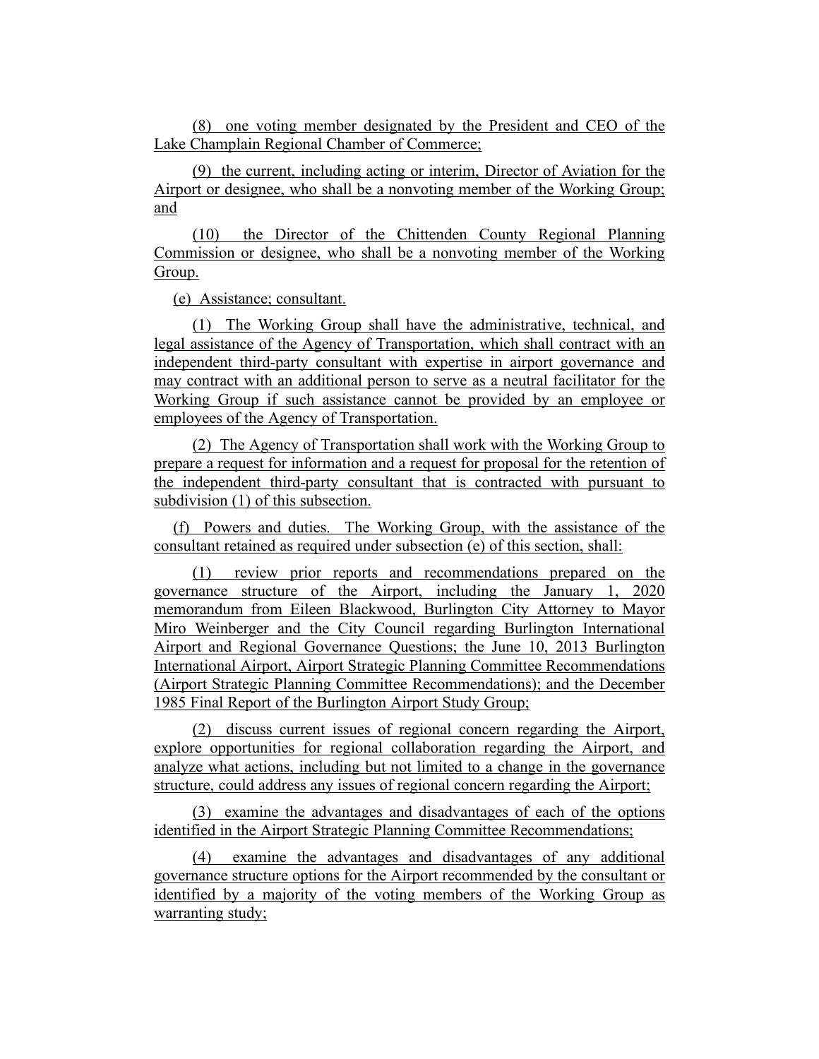(8) one voting member designated by the President and CEO of the Lake Champlain Regional Chamber of Commerce;

(9) the current, including acting or interim, Director of Aviation for the Airport or designee, who shall be a nonvoting member of the Working Group; and

(10) the Director of the Chittenden County Regional Planning Commission or designee, who shall be a nonvoting member of the Working Group.

(e) Assistance; consultant.

(1) The Working Group shall have the administrative, technical, and legal assistance of the Agency of Transportation, which shall contract with an independent third-party consultant with expertise in airport governance and may contract with an additional person to serve as a neutral facilitator for the Working Group if such assistance cannot be provided by an employee or employees of the Agency of Transportation.

(2) The Agency of Transportation shall work with the Working Group to prepare a request for information and a request for proposal for the retention of the independent third-party consultant that is contracted with pursuant to subdivision (1) of this subsection.

(f) Powers and duties. The Working Group, with the assistance of the consultant retained as required under subsection (e) of this section, shall:

(1) review prior reports and recommendations prepared on the governance structure of the Airport, including the January 1, 2020 memorandum from Eileen Blackwood, Burlington City Attorney to Mayor Miro Weinberger and the City Council regarding Burlington International Airport and Regional Governance Questions; the June 10, 2013 Burlington International Airport, Airport Strategic Planning Committee Recommendations (Airport Strategic Planning Committee Recommendations); and the December 1985 Final Report of the Burlington Airport Study Group;

(2) discuss current issues of regional concern regarding the Airport, explore opportunities for regional collaboration regarding the Airport, and analyze what actions, including but not limited to a change in the governance structure, could address any issues of regional concern regarding the Airport;

(3) examine the advantages and disadvantages of each of the options identified in the Airport Strategic Planning Committee Recommendations;

(4) examine the advantages and disadvantages of any additional governance structure options for the Airport recommended by the consultant or identified by a majority of the voting members of the Working Group as warranting study;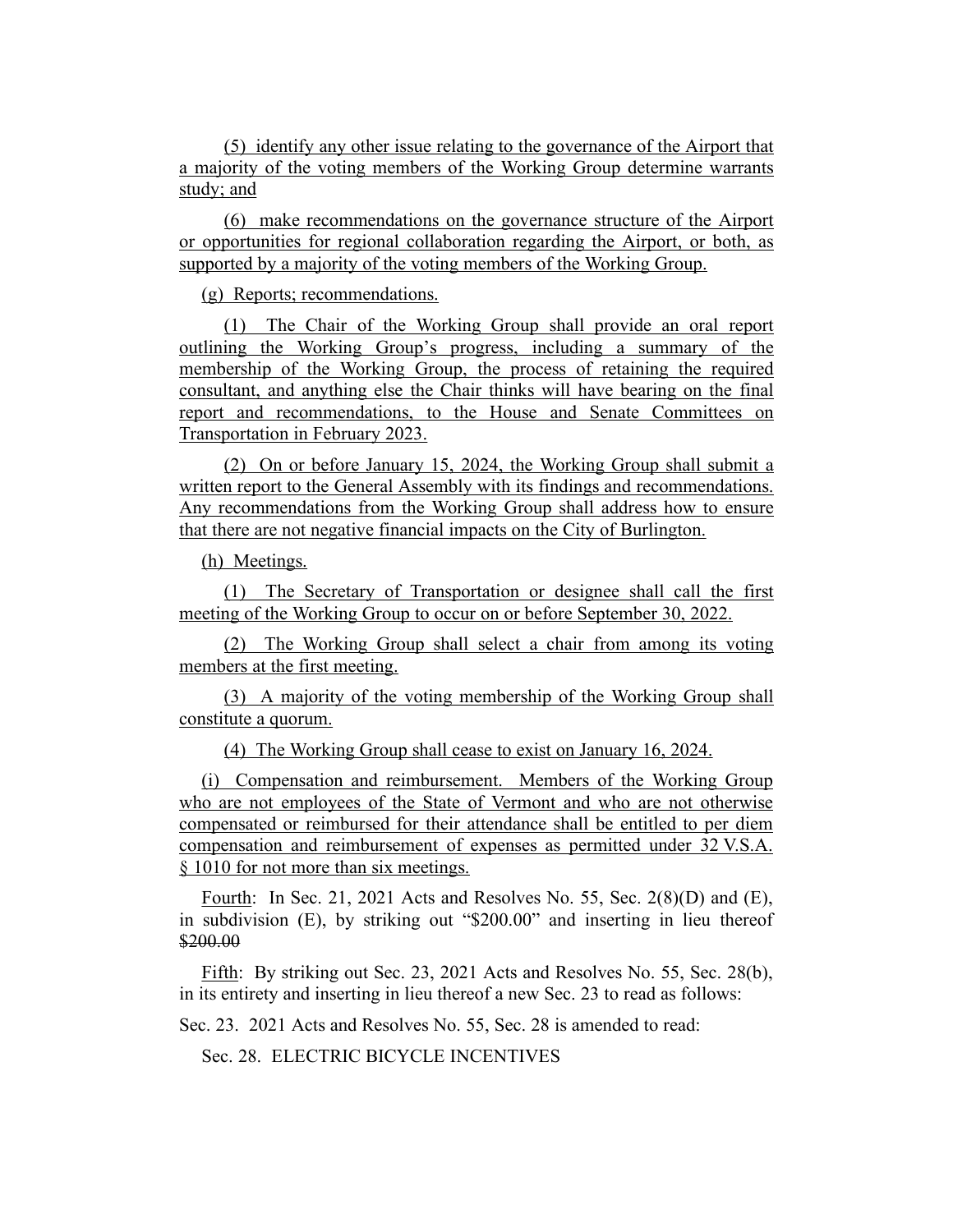(5) identify any other issue relating to the governance of the Airport that a majority of the voting members of the Working Group determine warrants study; and

(6) make recommendations on the governance structure of the Airport or opportunities for regional collaboration regarding the Airport, or both, as supported by a majority of the voting members of the Working Group.

(g) Reports; recommendations.

(1) The Chair of the Working Group shall provide an oral report outlining the Working Group's progress, including a summary of the membership of the Working Group, the process of retaining the required consultant, and anything else the Chair thinks will have bearing on the final report and recommendations, to the House and Senate Committees on Transportation in February 2023.

(2) On or before January 15, 2024, the Working Group shall submit a written report to the General Assembly with its findings and recommendations. Any recommendations from the Working Group shall address how to ensure that there are not negative financial impacts on the City of Burlington.

(h) Meetings.

(1) The Secretary of Transportation or designee shall call the first meeting of the Working Group to occur on or before September 30, 2022.

(2) The Working Group shall select a chair from among its voting members at the first meeting.

(3) A majority of the voting membership of the Working Group shall constitute a quorum.

(4) The Working Group shall cease to exist on January 16, 2024.

(i) Compensation and reimbursement. Members of the Working Group who are not employees of the State of Vermont and who are not otherwise compensated or reimbursed for their attendance shall be entitled to per diem compensation and reimbursement of expenses as permitted under 32 V.S.A. § 1010 for not more than six meetings.

Fourth: In Sec. 21, 2021 Acts and Resolves No. 55, Sec. 2(8)(D) and (E), in subdivision (E), by striking out "$200.00" and inserting in lieu thereof ~~$200.00~~

Fifth: By striking out Sec. 23, 2021 Acts and Resolves No. 55, Sec. 28(b), in its entirety and inserting in lieu thereof a new Sec. 23 to read as follows:

Sec. 23. 2021 Acts and Resolves No. 55, Sec. 28 is amended to read:

Sec. 28. ELECTRIC BICYCLE INCENTIVES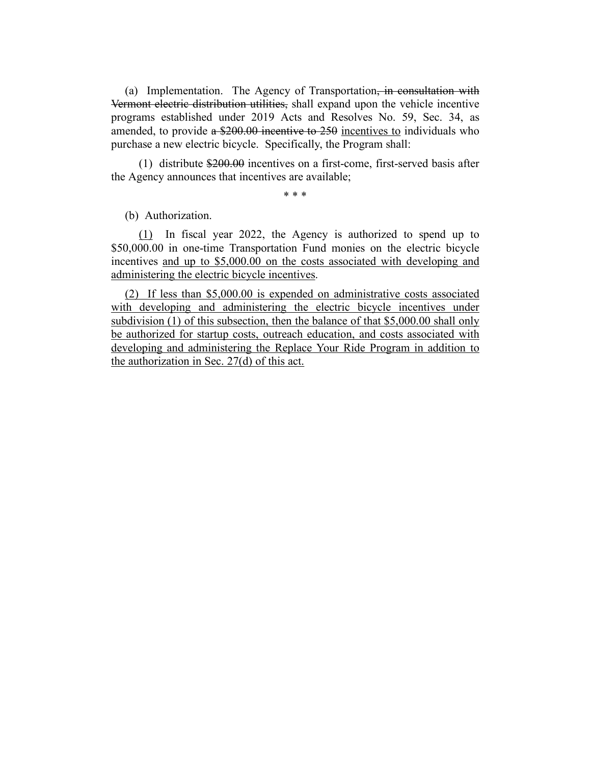(a) Implementation. The Agency of Transportation~~, in consultation with Vermont electric distribution utilities,~~ shall expand upon the vehicle incentive programs established under 2019 Acts and Resolves No. 59, Sec. 34, as amended, to provide ~~a $200.00 incentive to 250~~ <u>incentives to</u> individuals who purchase a new electric bicycle. Specifically, the Program shall:

(1) distribute ~~$200.00~~ incentives on a first-come, first-served basis after the Agency announces that incentives are available;

\* \* \*

(b) Authorization.

<u>(1)</u> In fiscal year 2022, the Agency is authorized to spend up to $50,000.00 in one-time Transportation Fund monies on the electric bicycle incentives <u>and up to $5,000.00 on the costs associated with developing and administering the electric bicycle incentives</u>.

<u>(2) If less than $5,000.00 is expended on administrative costs associated with developing and administering the electric bicycle incentives under subdivision (1) of this subsection, then the balance of that $5,000.00 shall only be authorized for startup costs, outreach education, and costs associated with developing and administering the Replace Your Ride Program in addition to the authorization in Sec. 27(d) of this act.</u>